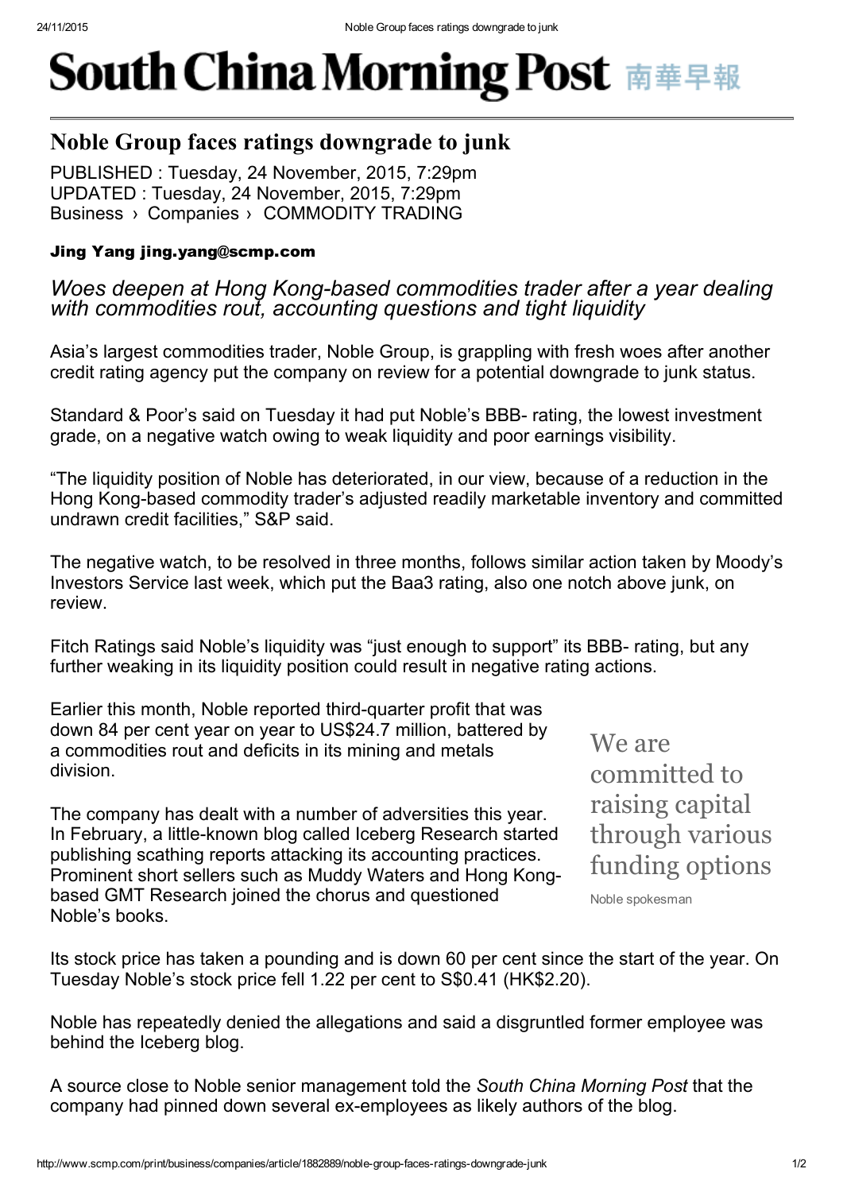# South China Morning Post 南華早報

## Noble Group faces ratings downgrade to junk

PUBLISHED : Tuesday, 24 November, 2015, 7:29pm
UPDATED : Tuesday, 24 November, 2015, 7:29pm
Business › Companies › COMMODITY TRADING

**Jing Yang jing.yang@scmp.com**

*Woes deepen at Hong Kong-based commodities trader after a year dealing with commodities rout, accounting questions and tight liquidity*

Asia's largest commodities trader, Noble Group, is grappling with fresh woes after another credit rating agency put the company on review for a potential downgrade to junk status.

Standard & Poor's said on Tuesday it had put Noble's BBB- rating, the lowest investment grade, on a negative watch owing to weak liquidity and poor earnings visibility.

"The liquidity position of Noble has deteriorated, in our view, because of a reduction in the Hong Kong-based commodity trader's adjusted readily marketable inventory and committed undrawn credit facilities," S&P said.

The negative watch, to be resolved in three months, follows similar action taken by Moody's Investors Service last week, which put the Baa3 rating, also one notch above junk, on review.

Fitch Ratings said Noble's liquidity was "just enough to support" its BBB- rating, but any further weaking in its liquidity position could result in negative rating actions.

Earlier this month, Noble reported third-quarter profit that was down 84 per cent year on year to US$24.7 million, battered by a commodities rout and deficits in its mining and metals division.

> We are committed to raising capital through various funding options
>
> Noble spokesman

The company has dealt with a number of adversities this year. In February, a little-known blog called Iceberg Research started publishing scathing reports attacking its accounting practices. Prominent short sellers such as Muddy Waters and Hong Kong-based GMT Research joined the chorus and questioned Noble's books.

Its stock price has taken a pounding and is down 60 per cent since the start of the year. On Tuesday Noble's stock price fell 1.22 per cent to S$0.41 (HK$2.20).

Noble has repeatedly denied the allegations and said a disgruntled former employee was behind the Iceberg blog.

A source close to Noble senior management told the *South China Morning Post* that the company had pinned down several ex-employees as likely authors of the blog.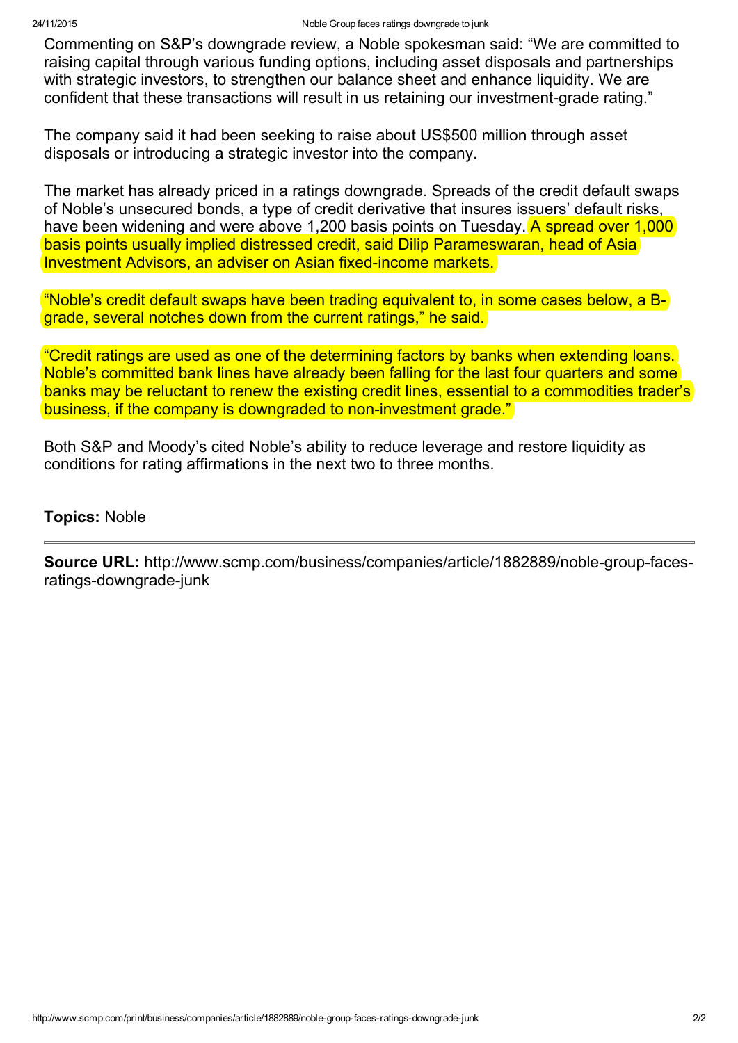Commenting on S&P's downgrade review, a Noble spokesman said: "We are committed to raising capital through various funding options, including asset disposals and partnerships with strategic investors, to strengthen our balance sheet and enhance liquidity. We are confident that these transactions will result in us retaining our investment-grade rating."

The company said it had been seeking to raise about US$500 million through asset disposals or introducing a strategic investor into the company.

The market has already priced in a ratings downgrade. Spreads of the credit default swaps of Noble's unsecured bonds, a type of credit derivative that insures issuers' default risks, have been widening and were above 1,200 basis points on Tuesday. A spread over 1,000 basis points usually implied distressed credit, said Dilip Parameswaran, head of Asia Investment Advisors, an adviser on Asian fixed-income markets.

"Noble's credit default swaps have been trading equivalent to, in some cases below, a B-grade, several notches down from the current ratings," he said.

"Credit ratings are used as one of the determining factors by banks when extending loans. Noble's committed bank lines have already been falling for the last four quarters and some banks may be reluctant to renew the existing credit lines, essential to a commodities trader's business, if the company is downgraded to non-investment grade."

Both S&P and Moody's cited Noble's ability to reduce leverage and restore liquidity as conditions for rating affirmations in the next two to three months.

**Topics:** Noble

---

**Source URL:** http://www.scmp.com/business/companies/article/1882889/noble-group-faces-ratings-downgrade-junk